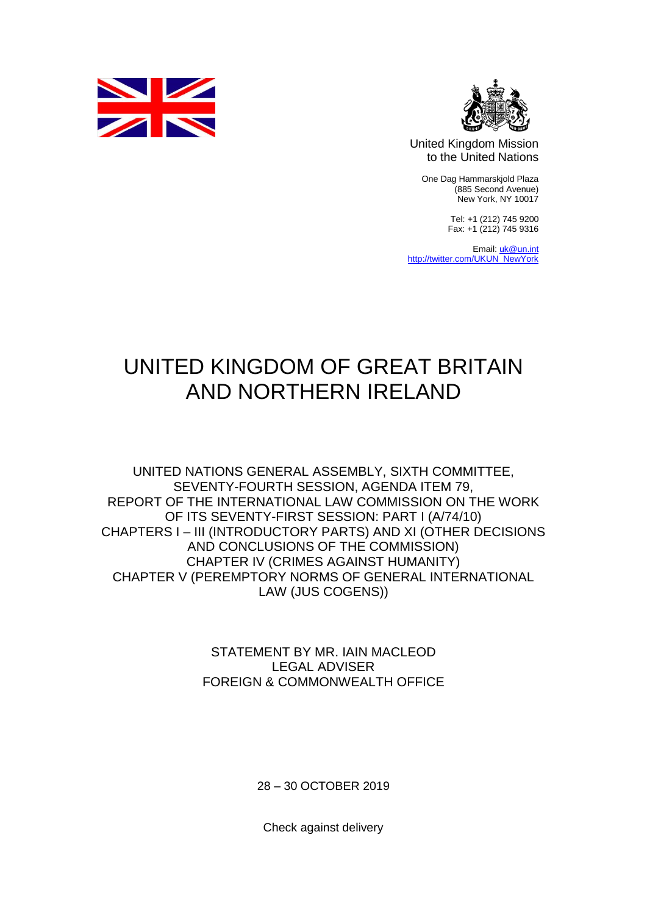United Kingdom Mission
to the United Nations

One Dag Hammarskjold Plaza
(885 Second Avenue)
New York, NY 10017

Tel: +1 (212) 745 9200
Fax: +1 (212) 745 9316

Email: uk@un.int
http://twitter.com/UKUN_NewYork

# UNITED KINGDOM OF GREAT BRITAIN AND NORTHERN IRELAND

UNITED NATIONS GENERAL ASSEMBLY, SIXTH COMMITTEE,
SEVENTY-FOURTH SESSION, AGENDA ITEM 79,
REPORT OF THE INTERNATIONAL LAW COMMISSION ON THE WORK OF ITS SEVENTY-FIRST SESSION: PART I (A/74/10)
CHAPTERS I – III (INTRODUCTORY PARTS) AND XI (OTHER DECISIONS AND CONCLUSIONS OF THE COMMISSION)
CHAPTER IV (CRIMES AGAINST HUMANITY)
CHAPTER V (PEREMPTORY NORMS OF GENERAL INTERNATIONAL LAW (JUS COGENS))

STATEMENT BY MR. IAIN MACLEOD
LEGAL ADVISER
FOREIGN & COMMONWEALTH OFFICE

28 – 30 OCTOBER 2019

Check against delivery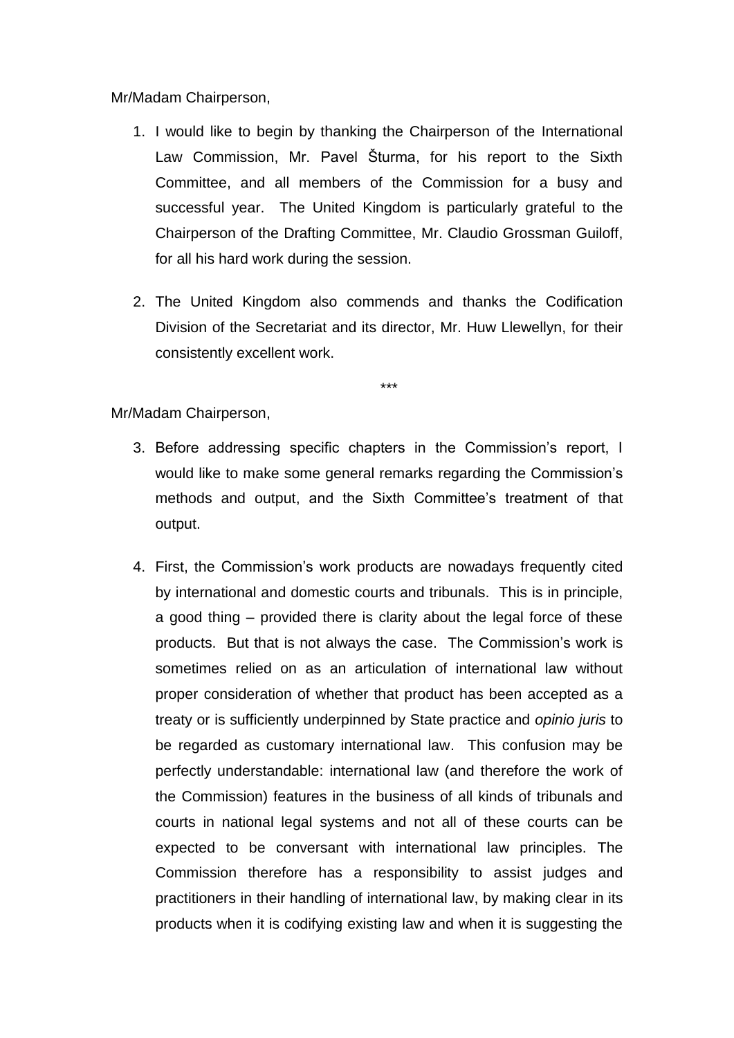Mr/Madam Chairperson,

1. I would like to begin by thanking the Chairperson of the International Law Commission, Mr. Pavel Šturma, for his report to the Sixth Committee, and all members of the Commission for a busy and successful year. The United Kingdom is particularly grateful to the Chairperson of the Drafting Committee, Mr. Claudio Grossman Guiloff, for all his hard work during the session.

2. The United Kingdom also commends and thanks the Codification Division of the Secretariat and its director, Mr. Huw Llewellyn, for their consistently excellent work.

***

Mr/Madam Chairperson,

3. Before addressing specific chapters in the Commission's report, I would like to make some general remarks regarding the Commission's methods and output, and the Sixth Committee's treatment of that output.

4. First, the Commission's work products are nowadays frequently cited by international and domestic courts and tribunals. This is in principle, a good thing – provided there is clarity about the legal force of these products. But that is not always the case. The Commission's work is sometimes relied on as an articulation of international law without proper consideration of whether that product has been accepted as a treaty or is sufficiently underpinned by State practice and *opinio juris* to be regarded as customary international law. This confusion may be perfectly understandable: international law (and therefore the work of the Commission) features in the business of all kinds of tribunals and courts in national legal systems and not all of these courts can be expected to be conversant with international law principles. The Commission therefore has a responsibility to assist judges and practitioners in their handling of international law, by making clear in its products when it is codifying existing law and when it is suggesting the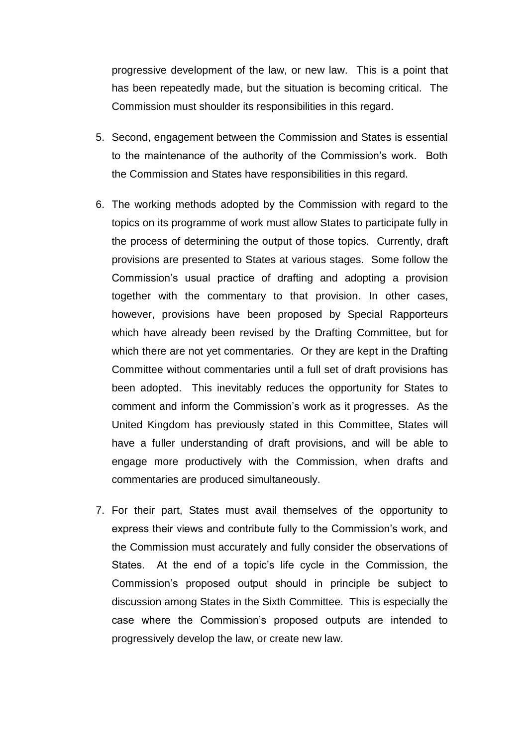progressive development of the law, or new law. This is a point that has been repeatedly made, but the situation is becoming critical. The Commission must shoulder its responsibilities in this regard.

5. Second, engagement between the Commission and States is essential to the maintenance of the authority of the Commission's work. Both the Commission and States have responsibilities in this regard.

6. The working methods adopted by the Commission with regard to the topics on its programme of work must allow States to participate fully in the process of determining the output of those topics. Currently, draft provisions are presented to States at various stages. Some follow the Commission's usual practice of drafting and adopting a provision together with the commentary to that provision. In other cases, however, provisions have been proposed by Special Rapporteurs which have already been revised by the Drafting Committee, but for which there are not yet commentaries. Or they are kept in the Drafting Committee without commentaries until a full set of draft provisions has been adopted. This inevitably reduces the opportunity for States to comment and inform the Commission's work as it progresses. As the United Kingdom has previously stated in this Committee, States will have a fuller understanding of draft provisions, and will be able to engage more productively with the Commission, when drafts and commentaries are produced simultaneously.

7. For their part, States must avail themselves of the opportunity to express their views and contribute fully to the Commission's work, and the Commission must accurately and fully consider the observations of States. At the end of a topic's life cycle in the Commission, the Commission's proposed output should in principle be subject to discussion among States in the Sixth Committee. This is especially the case where the Commission's proposed outputs are intended to progressively develop the law, or create new law.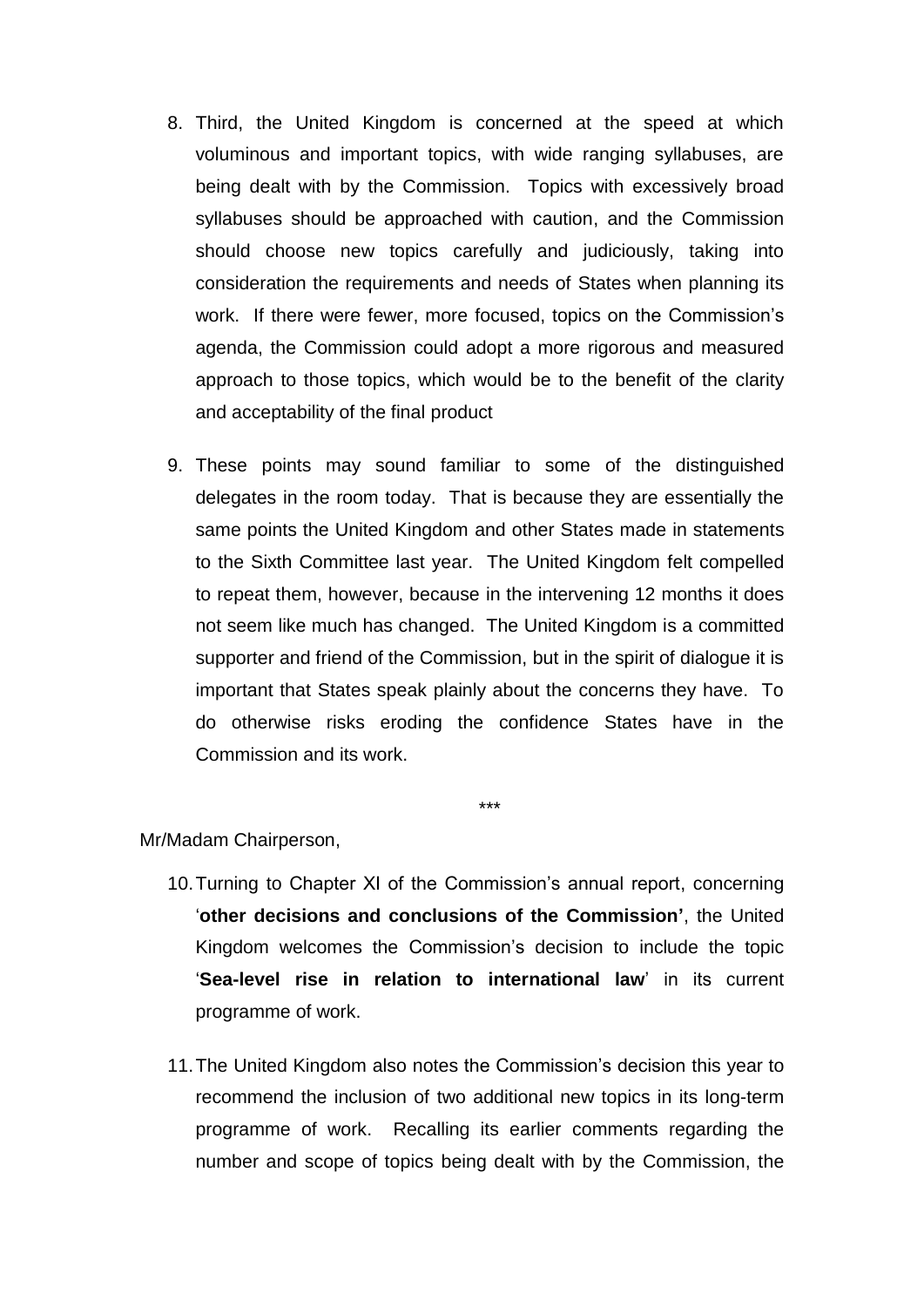8. Third, the United Kingdom is concerned at the speed at which voluminous and important topics, with wide ranging syllabuses, are being dealt with by the Commission. Topics with excessively broad syllabuses should be approached with caution, and the Commission should choose new topics carefully and judiciously, taking into consideration the requirements and needs of States when planning its work. If there were fewer, more focused, topics on the Commission's agenda, the Commission could adopt a more rigorous and measured approach to those topics, which would be to the benefit of the clarity and acceptability of the final product

9. These points may sound familiar to some of the distinguished delegates in the room today. That is because they are essentially the same points the United Kingdom and other States made in statements to the Sixth Committee last year. The United Kingdom felt compelled to repeat them, however, because in the intervening 12 months it does not seem like much has changed. The United Kingdom is a committed supporter and friend of the Commission, but in the spirit of dialogue it is important that States speak plainly about the concerns they have. To do otherwise risks eroding the confidence States have in the Commission and its work.

\*\*\*

Mr/Madam Chairperson,

10. Turning to Chapter XI of the Commission's annual report, concerning '**other decisions and conclusions of the Commission'**, the United Kingdom welcomes the Commission's decision to include the topic '**Sea-level rise in relation to international law**' in its current programme of work.

11. The United Kingdom also notes the Commission's decision this year to recommend the inclusion of two additional new topics in its long-term programme of work. Recalling its earlier comments regarding the number and scope of topics being dealt with by the Commission, the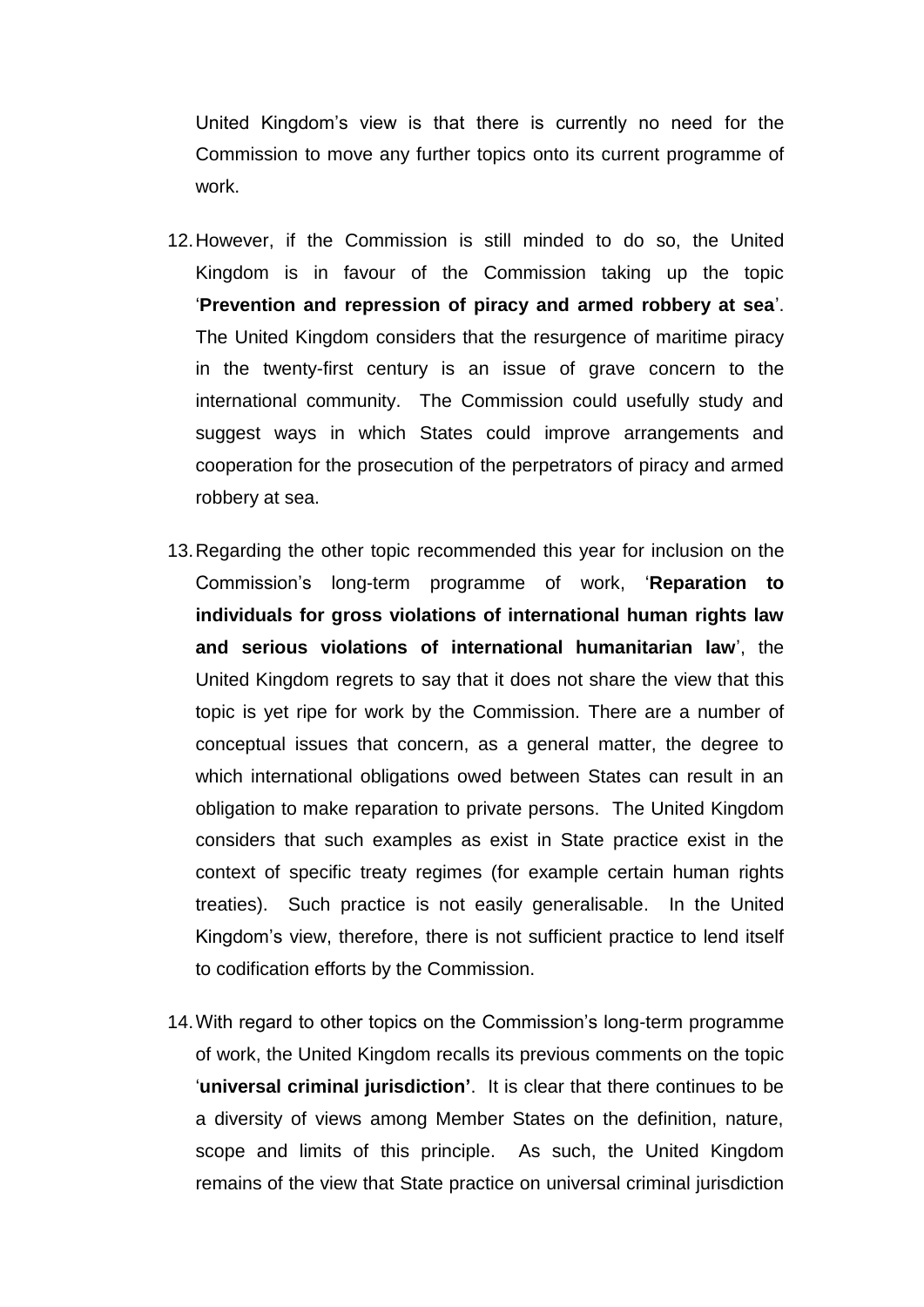United Kingdom's view is that there is currently no need for the Commission to move any further topics onto its current programme of work.

12. However, if the Commission is still minded to do so, the United Kingdom is in favour of the Commission taking up the topic '**Prevention and repression of piracy and armed robbery at sea**'. The United Kingdom considers that the resurgence of maritime piracy in the twenty-first century is an issue of grave concern to the international community. The Commission could usefully study and suggest ways in which States could improve arrangements and cooperation for the prosecution of the perpetrators of piracy and armed robbery at sea.

13. Regarding the other topic recommended this year for inclusion on the Commission's long-term programme of work, '**Reparation to individuals for gross violations of international human rights law and serious violations of international humanitarian law**', the United Kingdom regrets to say that it does not share the view that this topic is yet ripe for work by the Commission. There are a number of conceptual issues that concern, as a general matter, the degree to which international obligations owed between States can result in an obligation to make reparation to private persons. The United Kingdom considers that such examples as exist in State practice exist in the context of specific treaty regimes (for example certain human rights treaties). Such practice is not easily generalisable. In the United Kingdom's view, therefore, there is not sufficient practice to lend itself to codification efforts by the Commission.

14. With regard to other topics on the Commission's long-term programme of work, the United Kingdom recalls its previous comments on the topic '**universal criminal jurisdiction'**. It is clear that there continues to be a diversity of views among Member States on the definition, nature, scope and limits of this principle. As such, the United Kingdom remains of the view that State practice on universal criminal jurisdiction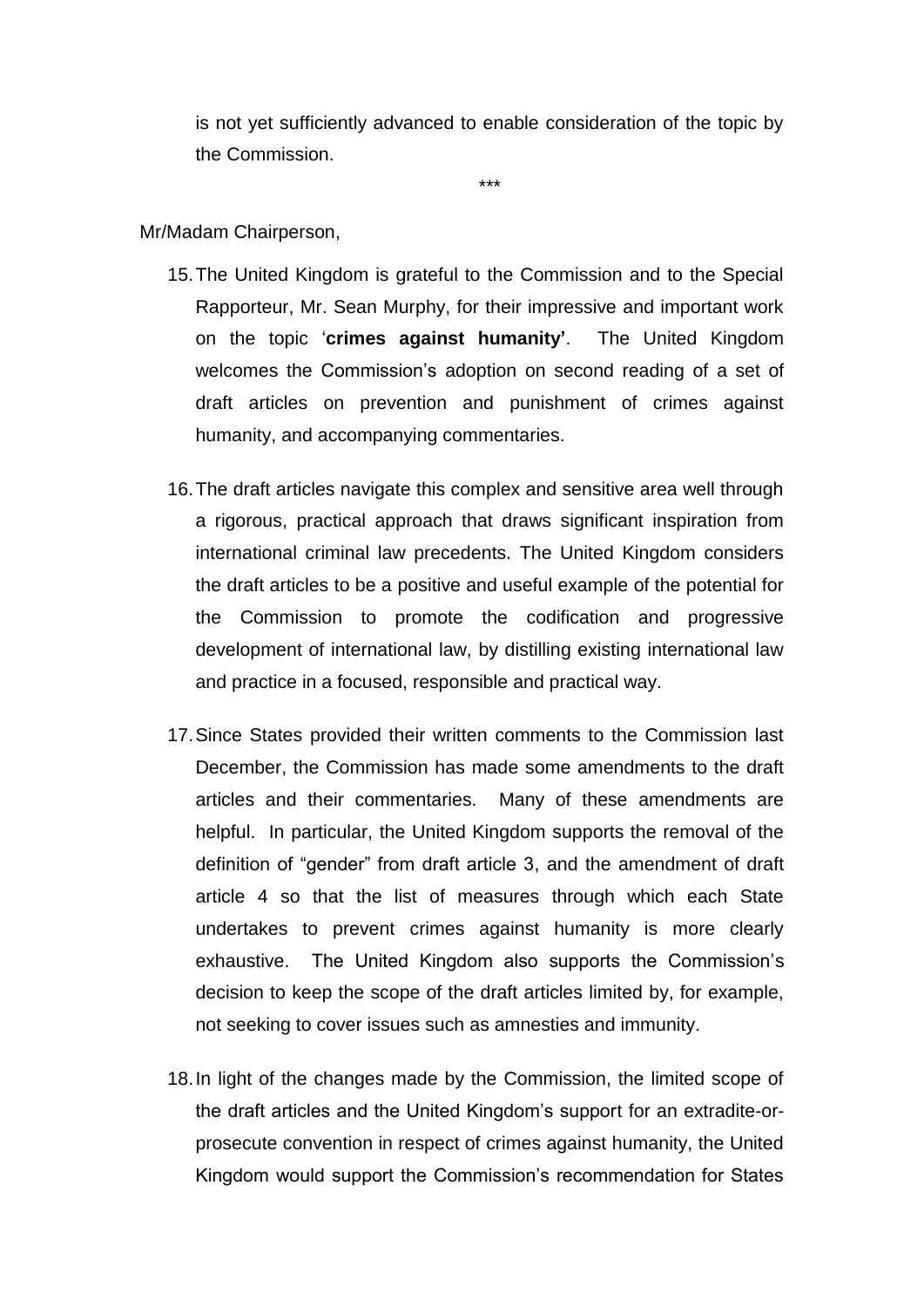is not yet sufficiently advanced to enable consideration of the topic by the Commission.

***

Mr/Madam Chairperson,

15. The United Kingdom is grateful to the Commission and to the Special Rapporteur, Mr. Sean Murphy, for their impressive and important work on the topic '**crimes against humanity'**. The United Kingdom welcomes the Commission's adoption on second reading of a set of draft articles on prevention and punishment of crimes against humanity, and accompanying commentaries.

16. The draft articles navigate this complex and sensitive area well through a rigorous, practical approach that draws significant inspiration from international criminal law precedents. The United Kingdom considers the draft articles to be a positive and useful example of the potential for the Commission to promote the codification and progressive development of international law, by distilling existing international law and practice in a focused, responsible and practical way.

17. Since States provided their written comments to the Commission last December, the Commission has made some amendments to the draft articles and their commentaries. Many of these amendments are helpful. In particular, the United Kingdom supports the removal of the definition of "gender" from draft article 3, and the amendment of draft article 4 so that the list of measures through which each State undertakes to prevent crimes against humanity is more clearly exhaustive. The United Kingdom also supports the Commission's decision to keep the scope of the draft articles limited by, for example, not seeking to cover issues such as amnesties and immunity.

18. In light of the changes made by the Commission, the limited scope of the draft articles and the United Kingdom's support for an extradite-or-prosecute convention in respect of crimes against humanity, the United Kingdom would support the Commission's recommendation for States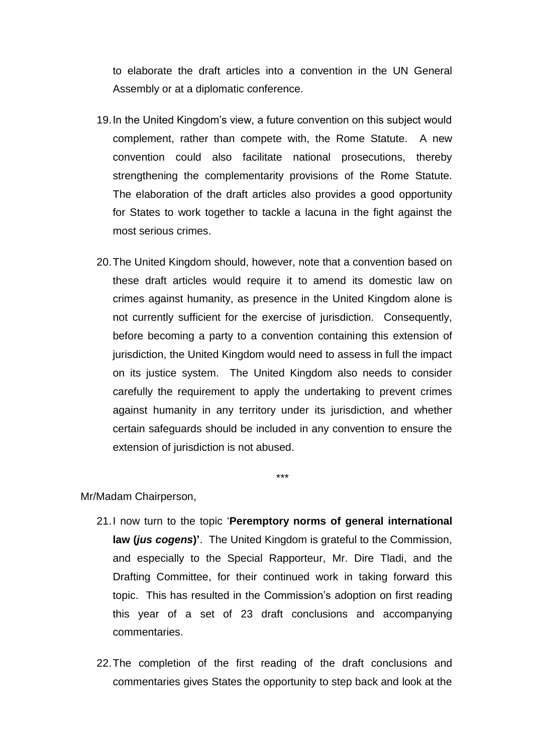to elaborate the draft articles into a convention in the UN General Assembly or at a diplomatic conference.

19. In the United Kingdom's view, a future convention on this subject would complement, rather than compete with, the Rome Statute. A new convention could also facilitate national prosecutions, thereby strengthening the complementarity provisions of the Rome Statute. The elaboration of the draft articles also provides a good opportunity for States to work together to tackle a lacuna in the fight against the most serious crimes.

20. The United Kingdom should, however, note that a convention based on these draft articles would require it to amend its domestic law on crimes against humanity, as presence in the United Kingdom alone is not currently sufficient for the exercise of jurisdiction. Consequently, before becoming a party to a convention containing this extension of jurisdiction, the United Kingdom would need to assess in full the impact on its justice system. The United Kingdom also needs to consider carefully the requirement to apply the undertaking to prevent crimes against humanity in any territory under its jurisdiction, and whether certain safeguards should be included in any convention to ensure the extension of jurisdiction is not abused.

\*\*\*

Mr/Madam Chairperson,

21. I now turn to the topic '**Peremptory norms of general international law (*jus cogens*)**'. The United Kingdom is grateful to the Commission, and especially to the Special Rapporteur, Mr. Dire Tladi, and the Drafting Committee, for their continued work in taking forward this topic. This has resulted in the Commission's adoption on first reading this year of a set of 23 draft conclusions and accompanying commentaries.

22. The completion of the first reading of the draft conclusions and commentaries gives States the opportunity to step back and look at the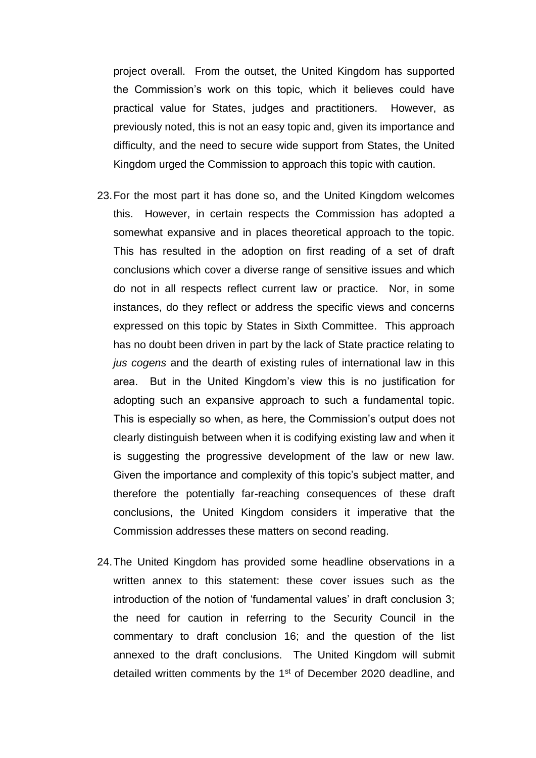project overall. From the outset, the United Kingdom has supported the Commission's work on this topic, which it believes could have practical value for States, judges and practitioners. However, as previously noted, this is not an easy topic and, given its importance and difficulty, and the need to secure wide support from States, the United Kingdom urged the Commission to approach this topic with caution.

23. For the most part it has done so, and the United Kingdom welcomes this. However, in certain respects the Commission has adopted a somewhat expansive and in places theoretical approach to the topic. This has resulted in the adoption on first reading of a set of draft conclusions which cover a diverse range of sensitive issues and which do not in all respects reflect current law or practice. Nor, in some instances, do they reflect or address the specific views and concerns expressed on this topic by States in Sixth Committee. This approach has no doubt been driven in part by the lack of State practice relating to *jus cogens* and the dearth of existing rules of international law in this area. But in the United Kingdom's view this is no justification for adopting such an expansive approach to such a fundamental topic. This is especially so when, as here, the Commission's output does not clearly distinguish between when it is codifying existing law and when it is suggesting the progressive development of the law or new law. Given the importance and complexity of this topic's subject matter, and therefore the potentially far-reaching consequences of these draft conclusions, the United Kingdom considers it imperative that the Commission addresses these matters on second reading.

24. The United Kingdom has provided some headline observations in a written annex to this statement: these cover issues such as the introduction of the notion of 'fundamental values' in draft conclusion 3; the need for caution in referring to the Security Council in the commentary to draft conclusion 16; and the question of the list annexed to the draft conclusions. The United Kingdom will submit detailed written comments by the 1st of December 2020 deadline, and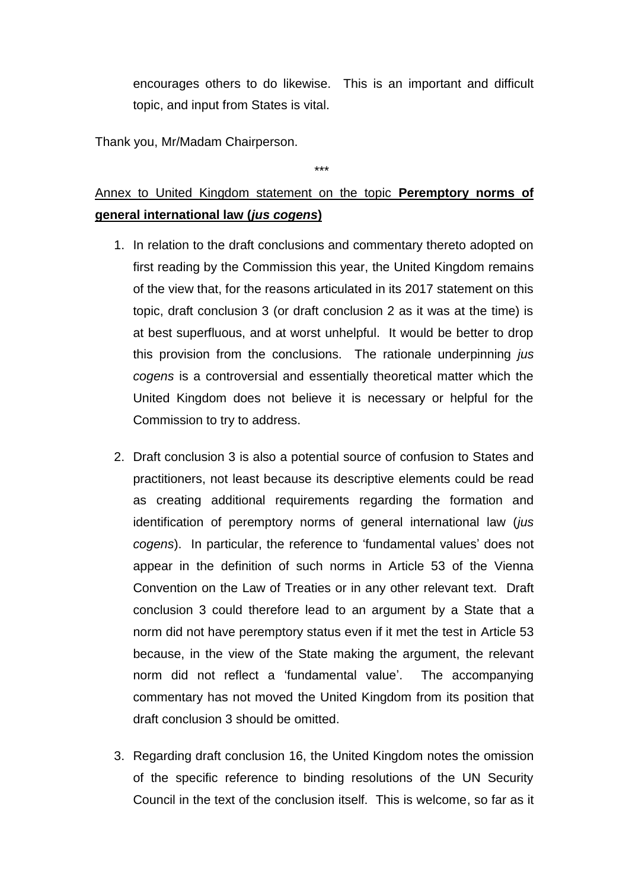encourages others to do likewise. This is an important and difficult topic, and input from States is vital.

Thank you, Mr/Madam Chairperson.

\*\*\*

<u>Annex to United Kingdom statement on the topic **Peremptory norms of general international law (*jus cogens*)**</u>

1. In relation to the draft conclusions and commentary thereto adopted on first reading by the Commission this year, the United Kingdom remains of the view that, for the reasons articulated in its 2017 statement on this topic, draft conclusion 3 (or draft conclusion 2 as it was at the time) is at best superfluous, and at worst unhelpful. It would be better to drop this provision from the conclusions. The rationale underpinning *jus cogens* is a controversial and essentially theoretical matter which the United Kingdom does not believe it is necessary or helpful for the Commission to try to address.

2. Draft conclusion 3 is also a potential source of confusion to States and practitioners, not least because its descriptive elements could be read as creating additional requirements regarding the formation and identification of peremptory norms of general international law (*jus cogens*). In particular, the reference to 'fundamental values' does not appear in the definition of such norms in Article 53 of the Vienna Convention on the Law of Treaties or in any other relevant text. Draft conclusion 3 could therefore lead to an argument by a State that a norm did not have peremptory status even if it met the test in Article 53 because, in the view of the State making the argument, the relevant norm did not reflect a 'fundamental value'. The accompanying commentary has not moved the United Kingdom from its position that draft conclusion 3 should be omitted.

3. Regarding draft conclusion 16, the United Kingdom notes the omission of the specific reference to binding resolutions of the UN Security Council in the text of the conclusion itself. This is welcome, so far as it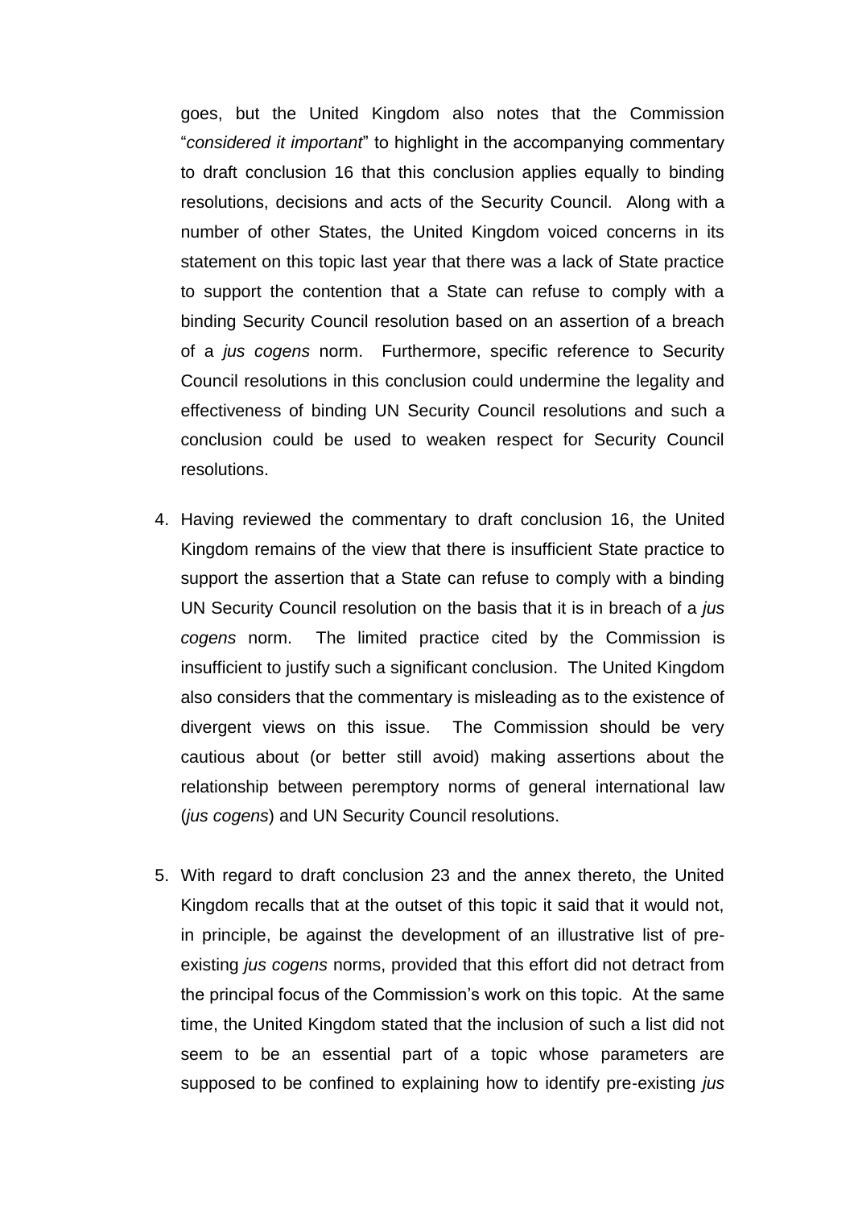goes, but the United Kingdom also notes that the Commission "*considered it important*" to highlight in the accompanying commentary to draft conclusion 16 that this conclusion applies equally to binding resolutions, decisions and acts of the Security Council. Along with a number of other States, the United Kingdom voiced concerns in its statement on this topic last year that there was a lack of State practice to support the contention that a State can refuse to comply with a binding Security Council resolution based on an assertion of a breach of a *jus cogens* norm. Furthermore, specific reference to Security Council resolutions in this conclusion could undermine the legality and effectiveness of binding UN Security Council resolutions and such a conclusion could be used to weaken respect for Security Council resolutions.

4. Having reviewed the commentary to draft conclusion 16, the United Kingdom remains of the view that there is insufficient State practice to support the assertion that a State can refuse to comply with a binding UN Security Council resolution on the basis that it is in breach of a *jus cogens* norm. The limited practice cited by the Commission is insufficient to justify such a significant conclusion. The United Kingdom also considers that the commentary is misleading as to the existence of divergent views on this issue. The Commission should be very cautious about (or better still avoid) making assertions about the relationship between peremptory norms of general international law (*jus cogens*) and UN Security Council resolutions.

5. With regard to draft conclusion 23 and the annex thereto, the United Kingdom recalls that at the outset of this topic it said that it would not, in principle, be against the development of an illustrative list of pre-existing *jus cogens* norms, provided that this effort did not detract from the principal focus of the Commission's work on this topic. At the same time, the United Kingdom stated that the inclusion of such a list did not seem to be an essential part of a topic whose parameters are supposed to be confined to explaining how to identify pre-existing *jus*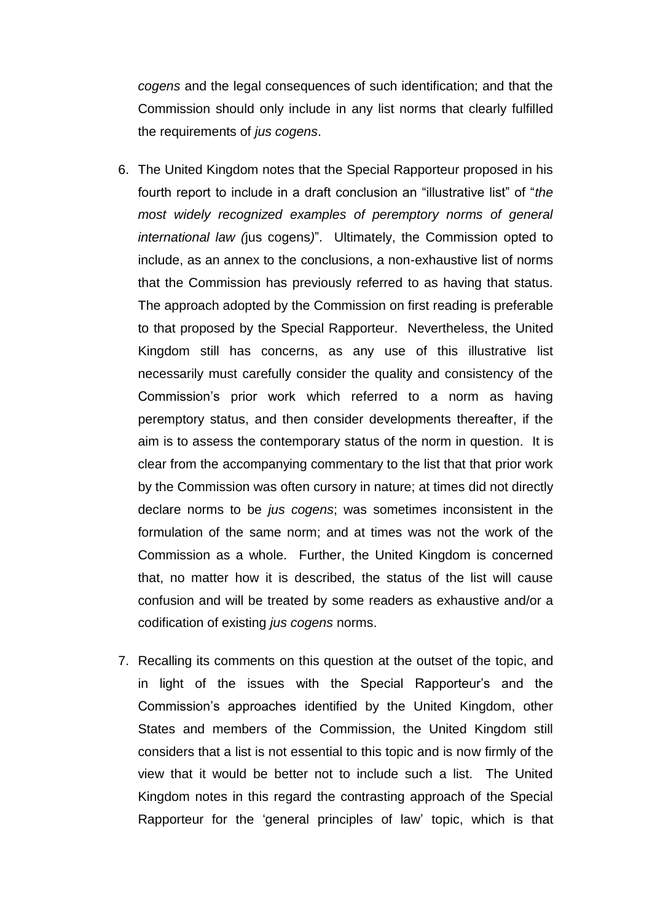*cogens* and the legal consequences of such identification; and that the Commission should only include in any list norms that clearly fulfilled the requirements of *jus cogens*.

6. The United Kingdom notes that the Special Rapporteur proposed in his fourth report to include in a draft conclusion an "illustrative list" of "*the most widely recognized examples of peremptory norms of general international law (*jus cogens*)*". Ultimately, the Commission opted to include, as an annex to the conclusions, a non-exhaustive list of norms that the Commission has previously referred to as having that status. The approach adopted by the Commission on first reading is preferable to that proposed by the Special Rapporteur. Nevertheless, the United Kingdom still has concerns, as any use of this illustrative list necessarily must carefully consider the quality and consistency of the Commission's prior work which referred to a norm as having peremptory status, and then consider developments thereafter, if the aim is to assess the contemporary status of the norm in question. It is clear from the accompanying commentary to the list that that prior work by the Commission was often cursory in nature; at times did not directly declare norms to be *jus cogens*; was sometimes inconsistent in the formulation of the same norm; and at times was not the work of the Commission as a whole. Further, the United Kingdom is concerned that, no matter how it is described, the status of the list will cause confusion and will be treated by some readers as exhaustive and/or a codification of existing *jus cogens* norms.

7. Recalling its comments on this question at the outset of the topic, and in light of the issues with the Special Rapporteur's and the Commission's approaches identified by the United Kingdom, other States and members of the Commission, the United Kingdom still considers that a list is not essential to this topic and is now firmly of the view that it would be better not to include such a list. The United Kingdom notes in this regard the contrasting approach of the Special Rapporteur for the 'general principles of law' topic, which is that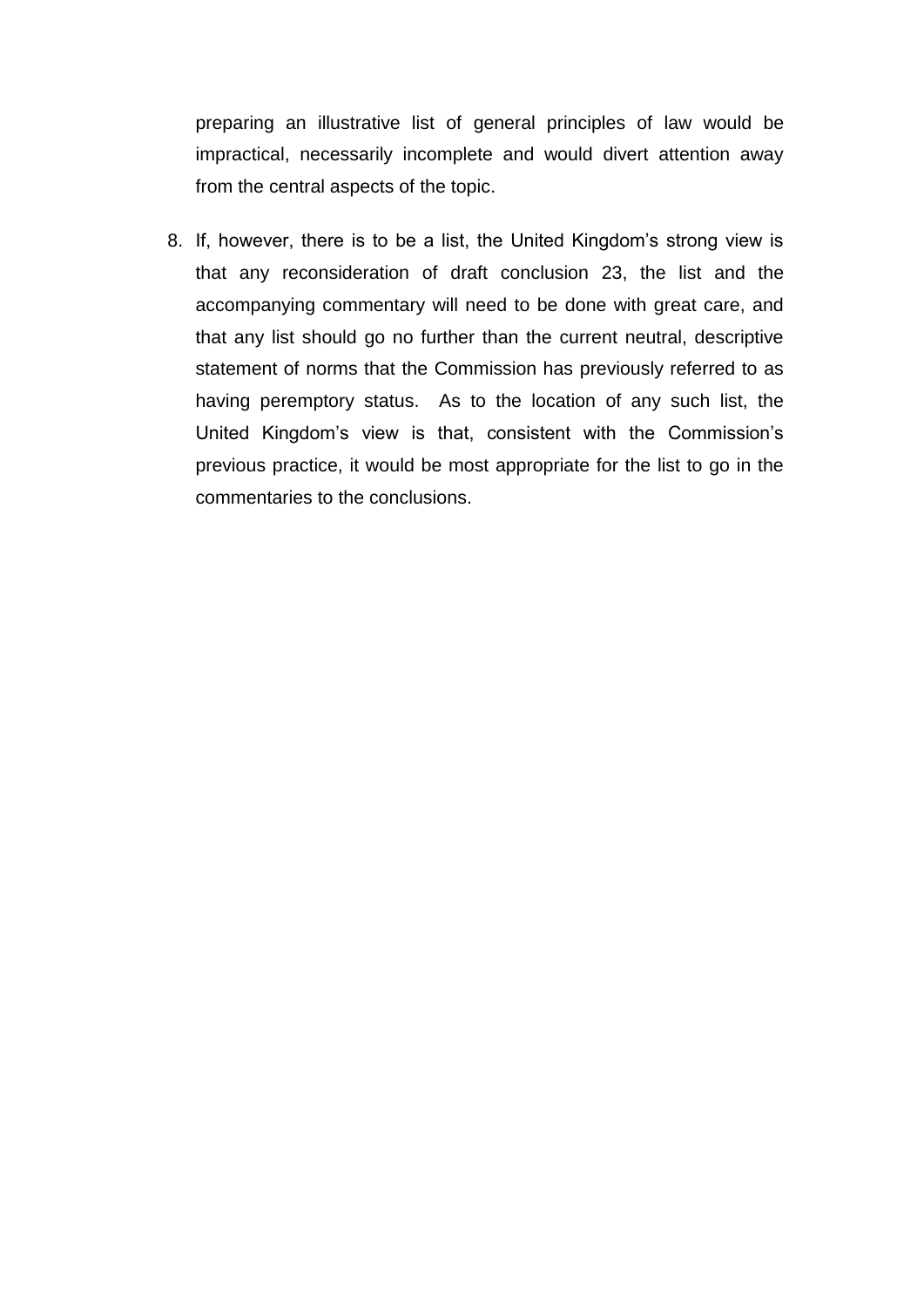preparing an illustrative list of general principles of law would be impractical, necessarily incomplete and would divert attention away from the central aspects of the topic.

8. If, however, there is to be a list, the United Kingdom's strong view is that any reconsideration of draft conclusion 23, the list and the accompanying commentary will need to be done with great care, and that any list should go no further than the current neutral, descriptive statement of norms that the Commission has previously referred to as having peremptory status. As to the location of any such list, the United Kingdom's view is that, consistent with the Commission's previous practice, it would be most appropriate for the list to go in the commentaries to the conclusions.